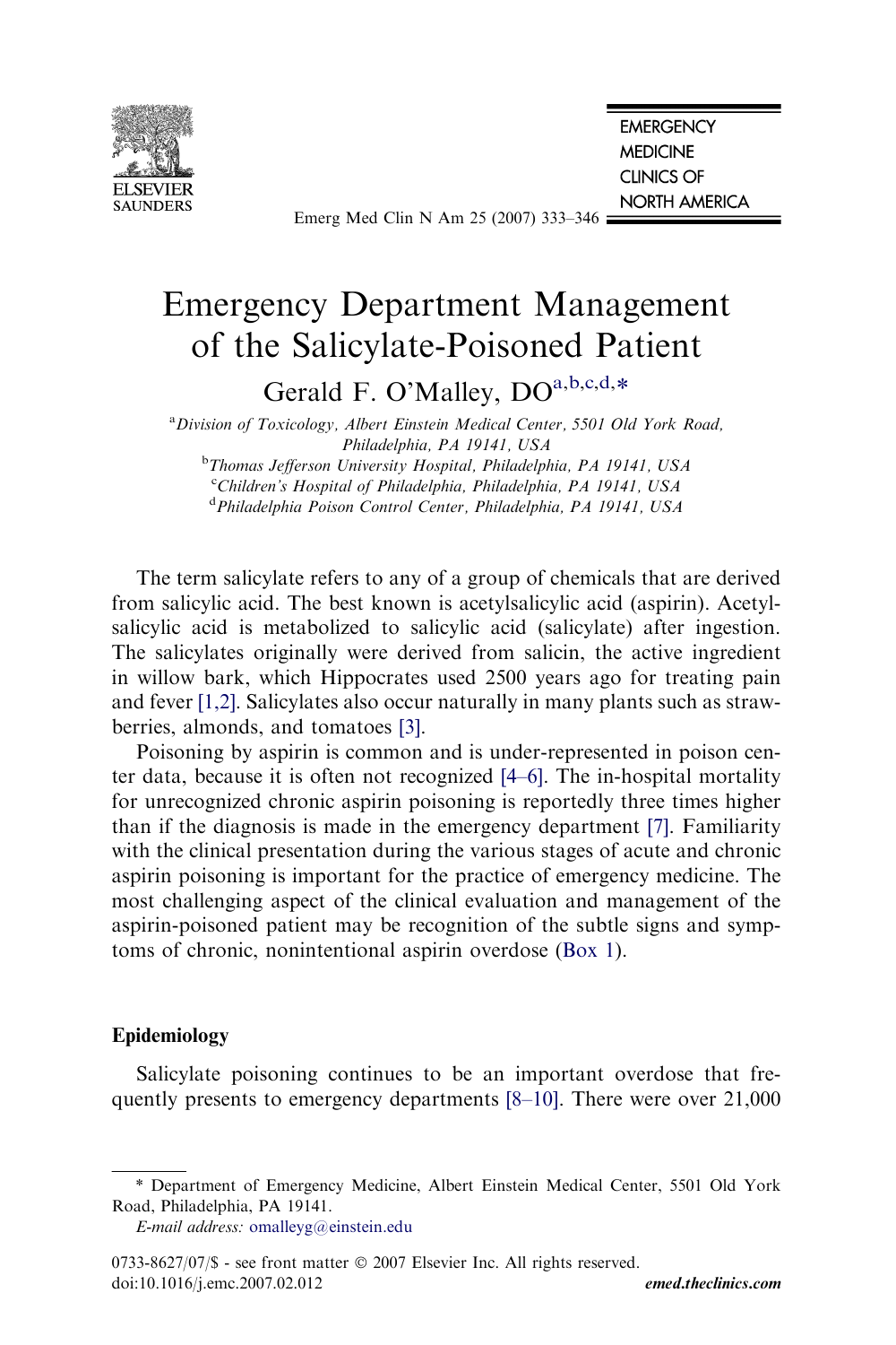# Emergency Department Management of the Salicylate-Poisoned Patient

Gerald F. O'Malley, DO[a,b,c,d,*]

[a]Division of Toxicology, Albert Einstein Medical Center, 5501 Old York Road, Philadelphia, PA 19141, USA

[b]Thomas Jefferson University Hospital, Philadelphia, PA 19141, USA

[c]Children's Hospital of Philadelphia, Philadelphia, PA 19141, USA

[d]Philadelphia Poison Control Center, Philadelphia, PA 19141, USA

The term salicylate refers to any of a group of chemicals that are derived from salicylic acid. The best known is acetylsalicylic acid (aspirin). Acetylsalicylic acid is metabolized to salicylic acid (salicylate) after ingestion. The salicylates originally were derived from salicin, the active ingredient in willow bark, which Hippocrates used 2500 years ago for treating pain and fever [1,2]. Salicylates also occur naturally in many plants such as strawberries, almonds, and tomatoes [3].

Poisoning by aspirin is common and is under-represented in poison center data, because it is often not recognized [4–6]. The in-hospital mortality for unrecognized chronic aspirin poisoning is reportedly three times higher than if the diagnosis is made in the emergency department [7]. Familiarity with the clinical presentation during the various stages of acute and chronic aspirin poisoning is important for the practice of emergency medicine. The most challenging aspect of the clinical evaluation and management of the aspirin-poisoned patient may be recognition of the subtle signs and symptoms of chronic, nonintentional aspirin overdose (Box 1).

## Epidemiology

Salicylate poisoning continues to be an important overdose that frequently presents to emergency departments [8–10]. There were over 21,000

---

* Department of Emergency Medicine, Albert Einstein Medical Center, 5501 Old York Road, Philadelphia, PA 19141.

*E-mail address:* omalleyg@einstein.edu

0733-8627/07/$ - see front matter © 2007 Elsevier Inc. All rights reserved.
doi:10.1016/j.emc.2007.02.012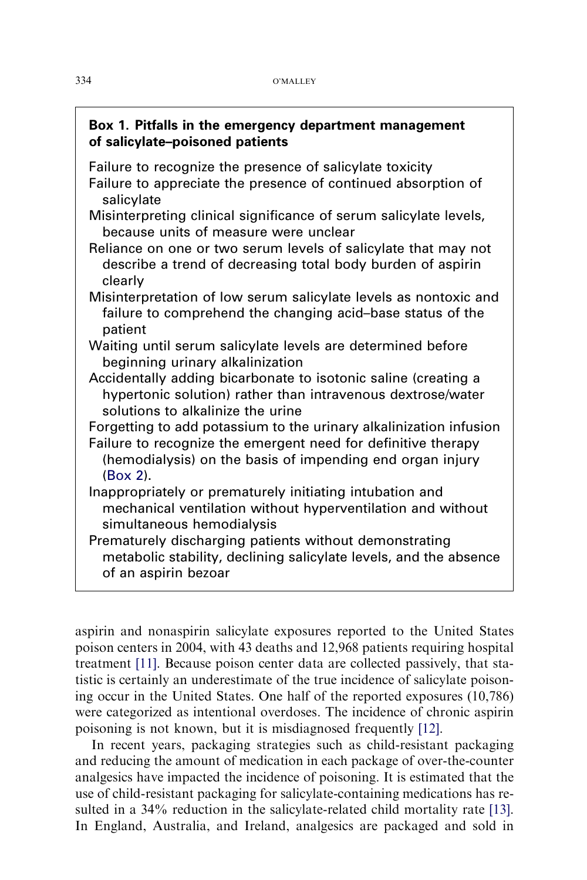**Box 1. Pitfalls in the emergency department management of salicylate–poisoned patients**

Failure to recognize the presence of salicylate toxicity

Failure to appreciate the presence of continued absorption of salicylate

Misinterpreting clinical significance of serum salicylate levels, because units of measure were unclear

Reliance on one or two serum levels of salicylate that may not describe a trend of decreasing total body burden of aspirin clearly

Misinterpretation of low serum salicylate levels as nontoxic and failure to comprehend the changing acid–base status of the patient

Waiting until serum salicylate levels are determined before beginning urinary alkalinization

Accidentally adding bicarbonate to isotonic saline (creating a hypertonic solution) rather than intravenous dextrose/water solutions to alkalinize the urine

Forgetting to add potassium to the urinary alkalinization infusion

Failure to recognize the emergent need for definitive therapy (hemodialysis) on the basis of impending end organ injury (Box 2).

Inappropriately or prematurely initiating intubation and mechanical ventilation without hyperventilation and without simultaneous hemodialysis

Prematurely discharging patients without demonstrating metabolic stability, declining salicylate levels, and the absence of an aspirin bezoar

aspirin and nonaspirin salicylate exposures reported to the United States poison centers in 2004, with 43 deaths and 12,968 patients requiring hospital treatment [11]. Because poison center data are collected passively, that statistic is certainly an underestimate of the true incidence of salicylate poisoning occur in the United States. One half of the reported exposures (10,786) were categorized as intentional overdoses. The incidence of chronic aspirin poisoning is not known, but it is misdiagnosed frequently [12].

In recent years, packaging strategies such as child-resistant packaging and reducing the amount of medication in each package of over-the-counter analgesics have impacted the incidence of poisoning. It is estimated that the use of child-resistant packaging for salicylate-containing medications has resulted in a 34% reduction in the salicylate-related child mortality rate [13]. In England, Australia, and Ireland, analgesics are packaged and sold in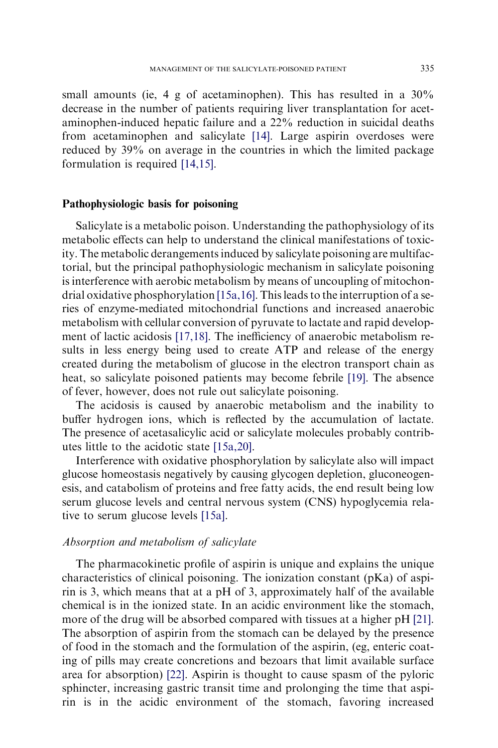small amounts (ie, 4 g of acetaminophen). This has resulted in a 30% decrease in the number of patients requiring liver transplantation for acetaminophen-induced hepatic failure and a 22% reduction in suicidal deaths from acetaminophen and salicylate [14]. Large aspirin overdoses were reduced by 39% on average in the countries in which the limited package formulation is required [14,15].

## Pathophysiologic basis for poisoning

Salicylate is a metabolic poison. Understanding the pathophysiology of its metabolic effects can help to understand the clinical manifestations of toxicity. The metabolic derangements induced by salicylate poisoning are multifactorial, but the principal pathophysiologic mechanism in salicylate poisoning is interference with aerobic metabolism by means of uncoupling of mitochondrial oxidative phosphorylation [15a,16]. This leads to the interruption of a series of enzyme-mediated mitochondrial functions and increased anaerobic metabolism with cellular conversion of pyruvate to lactate and rapid development of lactic acidosis [17,18]. The inefficiency of anaerobic metabolism results in less energy being used to create ATP and release of the energy created during the metabolism of glucose in the electron transport chain as heat, so salicylate poisoned patients may become febrile [19]. The absence of fever, however, does not rule out salicylate poisoning.

The acidosis is caused by anaerobic metabolism and the inability to buffer hydrogen ions, which is reflected by the accumulation of lactate. The presence of acetasalicylic acid or salicylate molecules probably contributes little to the acidotic state [15a,20].

Interference with oxidative phosphorylation by salicylate also will impact glucose homeostasis negatively by causing glycogen depletion, gluconeogenesis, and catabolism of proteins and free fatty acids, the end result being low serum glucose levels and central nervous system (CNS) hypoglycemia relative to serum glucose levels [15a].

### *Absorption and metabolism of salicylate*

The pharmacokinetic profile of aspirin is unique and explains the unique characteristics of clinical poisoning. The ionization constant (pKa) of aspirin is 3, which means that at a pH of 3, approximately half of the available chemical is in the ionized state. In an acidic environment like the stomach, more of the drug will be absorbed compared with tissues at a higher pH [21]. The absorption of aspirin from the stomach can be delayed by the presence of food in the stomach and the formulation of the aspirin, (eg, enteric coating of pills may create concretions and bezoars that limit available surface area for absorption) [22]. Aspirin is thought to cause spasm of the pyloric sphincter, increasing gastric transit time and prolonging the time that aspirin is in the acidic environment of the stomach, favoring increased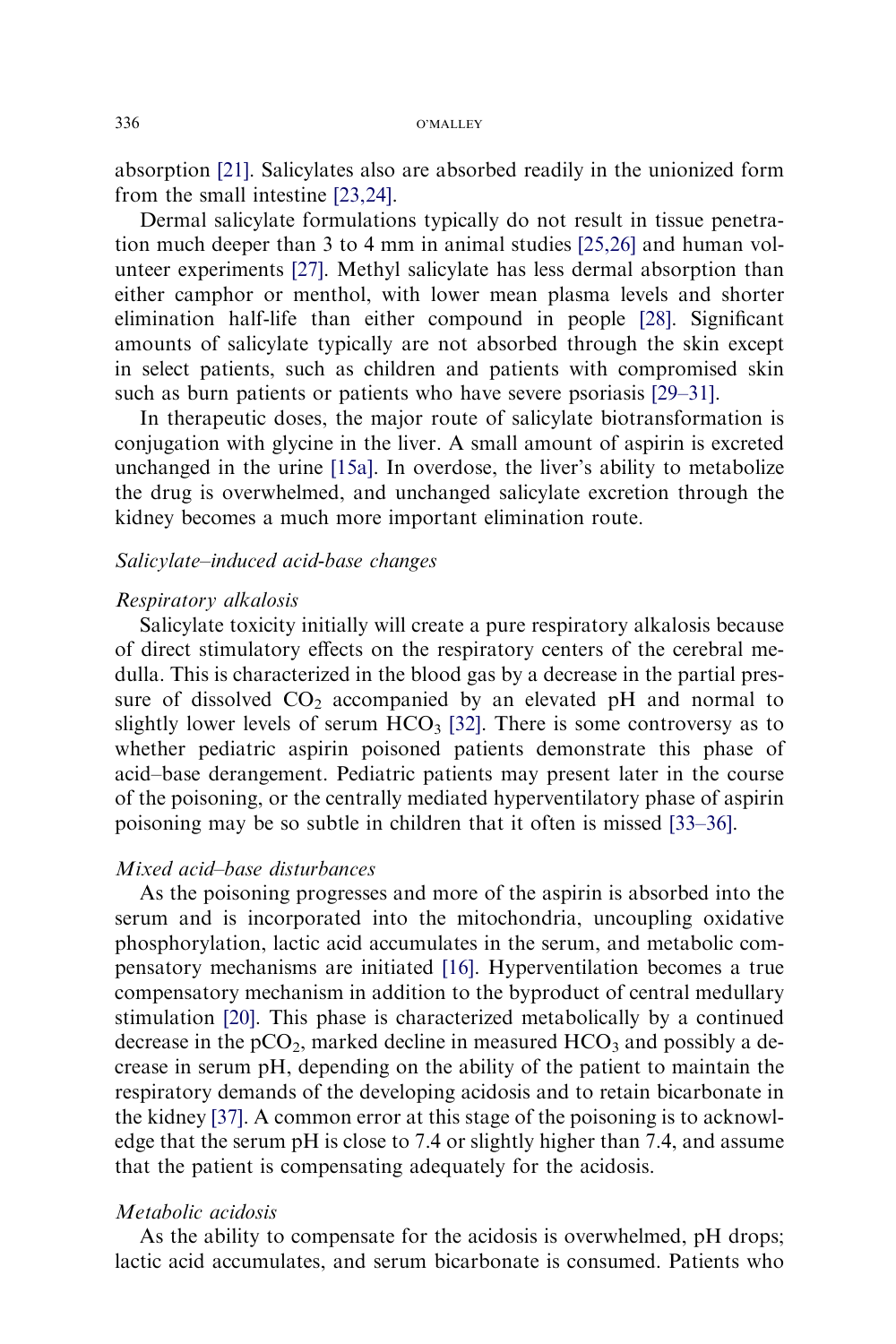absorption [21]. Salicylates also are absorbed readily in the unionized form from the small intestine [23,24].

Dermal salicylate formulations typically do not result in tissue penetration much deeper than 3 to 4 mm in animal studies [25,26] and human volunteer experiments [27]. Methyl salicylate has less dermal absorption than either camphor or menthol, with lower mean plasma levels and shorter elimination half-life than either compound in people [28]. Significant amounts of salicylate typically are not absorbed through the skin except in select patients, such as children and patients with compromised skin such as burn patients or patients who have severe psoriasis [29–31].

In therapeutic doses, the major route of salicylate biotransformation is conjugation with glycine in the liver. A small amount of aspirin is excreted unchanged in the urine [15a]. In overdose, the liver's ability to metabolize the drug is overwhelmed, and unchanged salicylate excretion through the kidney becomes a much more important elimination route.

### *Salicylate–induced acid-base changes*

#### *Respiratory alkalosis*

Salicylate toxicity initially will create a pure respiratory alkalosis because of direct stimulatory effects on the respiratory centers of the cerebral medulla. This is characterized in the blood gas by a decrease in the partial pressure of dissolved $CO_2$ accompanied by an elevated pH and normal to slightly lower levels of serum $HCO_3$ [32]. There is some controversy as to whether pediatric aspirin poisoned patients demonstrate this phase of acid–base derangement. Pediatric patients may present later in the course of the poisoning, or the centrally mediated hyperventilatory phase of aspirin poisoning may be so subtle in children that it often is missed [33–36].

#### *Mixed acid–base disturbances*

As the poisoning progresses and more of the aspirin is absorbed into the serum and is incorporated into the mitochondria, uncoupling oxidative phosphorylation, lactic acid accumulates in the serum, and metabolic compensatory mechanisms are initiated [16]. Hyperventilation becomes a true compensatory mechanism in addition to the byproduct of central medullary stimulation [20]. This phase is characterized metabolically by a continued decrease in the $pCO_2$, marked decline in measured $HCO_3$ and possibly a decrease in serum pH, depending on the ability of the patient to maintain the respiratory demands of the developing acidosis and to retain bicarbonate in the kidney [37]. A common error at this stage of the poisoning is to acknowledge that the serum pH is close to 7.4 or slightly higher than 7.4, and assume that the patient is compensating adequately for the acidosis.

#### *Metabolic acidosis*

As the ability to compensate for the acidosis is overwhelmed, pH drops; lactic acid accumulates, and serum bicarbonate is consumed. Patients who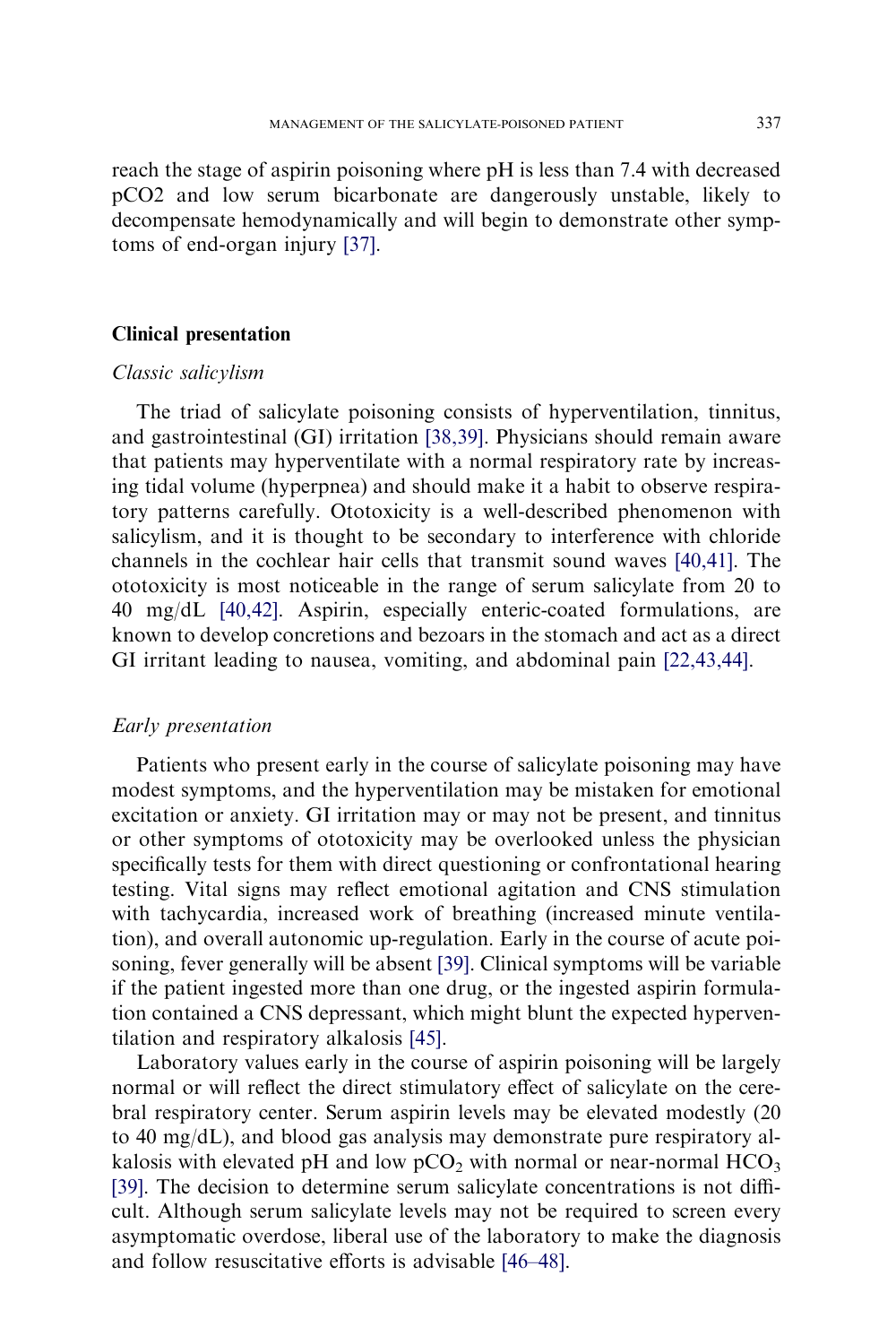reach the stage of aspirin poisoning where pH is less than 7.4 with decreased pCO2 and low serum bicarbonate are dangerously unstable, likely to decompensate hemodynamically and will begin to demonstrate other symptoms of end-organ injury [37].

## Clinical presentation

### *Classic salicylism*

The triad of salicylate poisoning consists of hyperventilation, tinnitus, and gastrointestinal (GI) irritation [38,39]. Physicians should remain aware that patients may hyperventilate with a normal respiratory rate by increasing tidal volume (hyperpnea) and should make it a habit to observe respiratory patterns carefully. Ototoxicity is a well-described phenomenon with salicylism, and it is thought to be secondary to interference with chloride channels in the cochlear hair cells that transmit sound waves [40,41]. The ototoxicity is most noticeable in the range of serum salicylate from 20 to 40 mg/dL [40,42]. Aspirin, especially enteric-coated formulations, are known to develop concretions and bezoars in the stomach and act as a direct GI irritant leading to nausea, vomiting, and abdominal pain [22,43,44].

### *Early presentation*

Patients who present early in the course of salicylate poisoning may have modest symptoms, and the hyperventilation may be mistaken for emotional excitation or anxiety. GI irritation may or may not be present, and tinnitus or other symptoms of ototoxicity may be overlooked unless the physician specifically tests for them with direct questioning or confrontational hearing testing. Vital signs may reflect emotional agitation and CNS stimulation with tachycardia, increased work of breathing (increased minute ventilation), and overall autonomic up-regulation. Early in the course of acute poisoning, fever generally will be absent [39]. Clinical symptoms will be variable if the patient ingested more than one drug, or the ingested aspirin formulation contained a CNS depressant, which might blunt the expected hyperventilation and respiratory alkalosis [45].

Laboratory values early in the course of aspirin poisoning will be largely normal or will reflect the direct stimulatory effect of salicylate on the cerebral respiratory center. Serum aspirin levels may be elevated modestly (20 to 40 mg/dL), and blood gas analysis may demonstrate pure respiratory alkalosis with elevated pH and low $pCO_2$ with normal or near-normal $HCO_3$ [39]. The decision to determine serum salicylate concentrations is not difficult. Although serum salicylate levels may not be required to screen every asymptomatic overdose, liberal use of the laboratory to make the diagnosis and follow resuscitative efforts is advisable [46–48].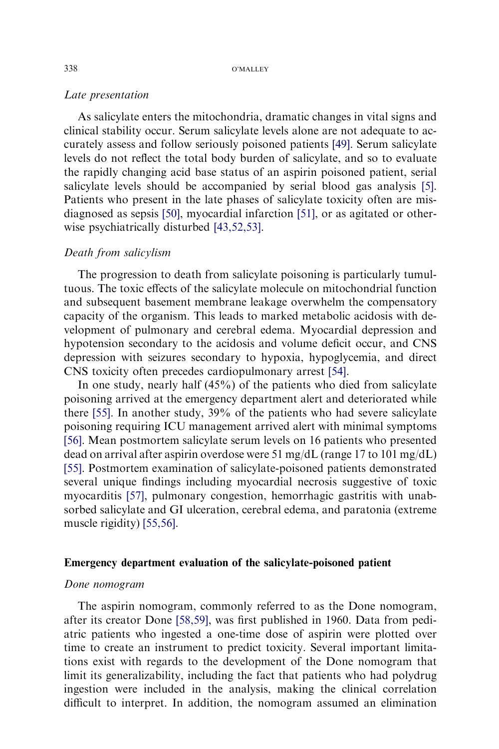### *Late presentation*

As salicylate enters the mitochondria, dramatic changes in vital signs and clinical stability occur. Serum salicylate levels alone are not adequate to accurately assess and follow seriously poisoned patients [49]. Serum salicylate levels do not reflect the total body burden of salicylate, and so to evaluate the rapidly changing acid base status of an aspirin poisoned patient, serial salicylate levels should be accompanied by serial blood gas analysis [5]. Patients who present in the late phases of salicylate toxicity often are misdiagnosed as sepsis [50], myocardial infarction [51], or as agitated or otherwise psychiatrically disturbed [43,52,53].

### *Death from salicylism*

The progression to death from salicylate poisoning is particularly tumultuous. The toxic effects of the salicylate molecule on mitochondrial function and subsequent basement membrane leakage overwhelm the compensatory capacity of the organism. This leads to marked metabolic acidosis with development of pulmonary and cerebral edema. Myocardial depression and hypotension secondary to the acidosis and volume deficit occur, and CNS depression with seizures secondary to hypoxia, hypoglycemia, and direct CNS toxicity often precedes cardiopulmonary arrest [54].

In one study, nearly half (45%) of the patients who died from salicylate poisoning arrived at the emergency department alert and deteriorated while there [55]. In another study, 39% of the patients who had severe salicylate poisoning requiring ICU management arrived alert with minimal symptoms [56]. Mean postmortem salicylate serum levels on 16 patients who presented dead on arrival after aspirin overdose were 51 mg/dL (range 17 to 101 mg/dL) [55]. Postmortem examination of salicylate-poisoned patients demonstrated several unique findings including myocardial necrosis suggestive of toxic myocarditis [57], pulmonary congestion, hemorrhagic gastritis with unabsorbed salicylate and GI ulceration, cerebral edema, and paratonia (extreme muscle rigidity) [55,56].

## **Emergency department evaluation of the salicylate-poisoned patient**

### *Done nomogram*

The aspirin nomogram, commonly referred to as the Done nomogram, after its creator Done [58,59], was first published in 1960. Data from pediatric patients who ingested a one-time dose of aspirin were plotted over time to create an instrument to predict toxicity. Several important limitations exist with regards to the development of the Done nomogram that limit its generalizability, including the fact that patients who had polydrug ingestion were included in the analysis, making the clinical correlation difficult to interpret. In addition, the nomogram assumed an elimination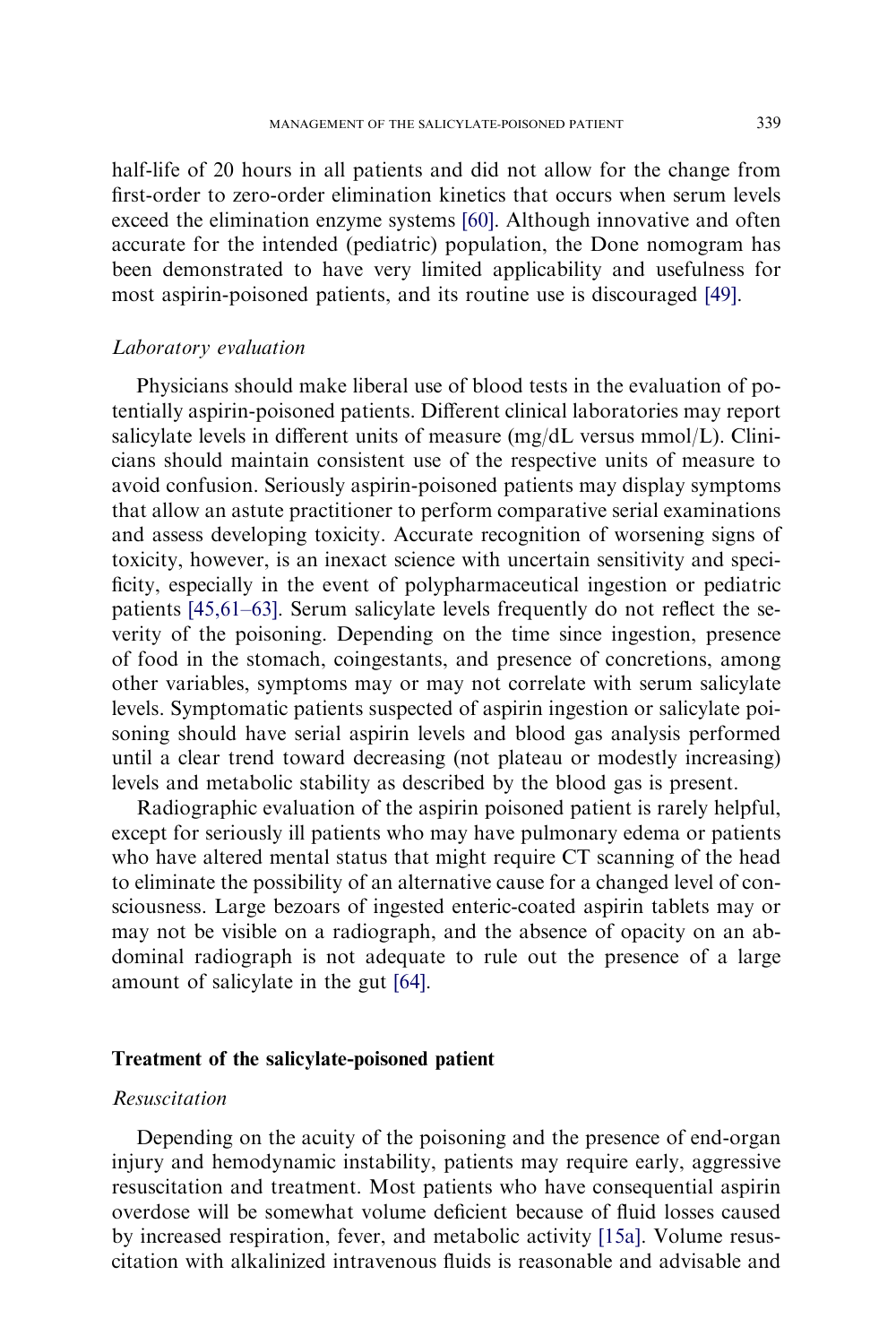half-life of 20 hours in all patients and did not allow for the change from first-order to zero-order elimination kinetics that occurs when serum levels exceed the elimination enzyme systems [60]. Although innovative and often accurate for the intended (pediatric) population, the Done nomogram has been demonstrated to have very limited applicability and usefulness for most aspirin-poisoned patients, and its routine use is discouraged [49].

### *Laboratory evaluation*

Physicians should make liberal use of blood tests in the evaluation of potentially aspirin-poisoned patients. Different clinical laboratories may report salicylate levels in different units of measure (mg/dL versus mmol/L). Clinicians should maintain consistent use of the respective units of measure to avoid confusion. Seriously aspirin-poisoned patients may display symptoms that allow an astute practitioner to perform comparative serial examinations and assess developing toxicity. Accurate recognition of worsening signs of toxicity, however, is an inexact science with uncertain sensitivity and specificity, especially in the event of polypharmaceutical ingestion or pediatric patients [45,61–63]. Serum salicylate levels frequently do not reflect the severity of the poisoning. Depending on the time since ingestion, presence of food in the stomach, coingestants, and presence of concretions, among other variables, symptoms may or may not correlate with serum salicylate levels. Symptomatic patients suspected of aspirin ingestion or salicylate poisoning should have serial aspirin levels and blood gas analysis performed until a clear trend toward decreasing (not plateau or modestly increasing) levels and metabolic stability as described by the blood gas is present.

Radiographic evaluation of the aspirin poisoned patient is rarely helpful, except for seriously ill patients who may have pulmonary edema or patients who have altered mental status that might require CT scanning of the head to eliminate the possibility of an alternative cause for a changed level of consciousness. Large bezoars of ingested enteric-coated aspirin tablets may or may not be visible on a radiograph, and the absence of opacity on an abdominal radiograph is not adequate to rule out the presence of a large amount of salicylate in the gut [64].

## Treatment of the salicylate-poisoned patient

### *Resuscitation*

Depending on the acuity of the poisoning and the presence of end-organ injury and hemodynamic instability, patients may require early, aggressive resuscitation and treatment. Most patients who have consequential aspirin overdose will be somewhat volume deficient because of fluid losses caused by increased respiration, fever, and metabolic activity [15a]. Volume resuscitation with alkalinized intravenous fluids is reasonable and advisable and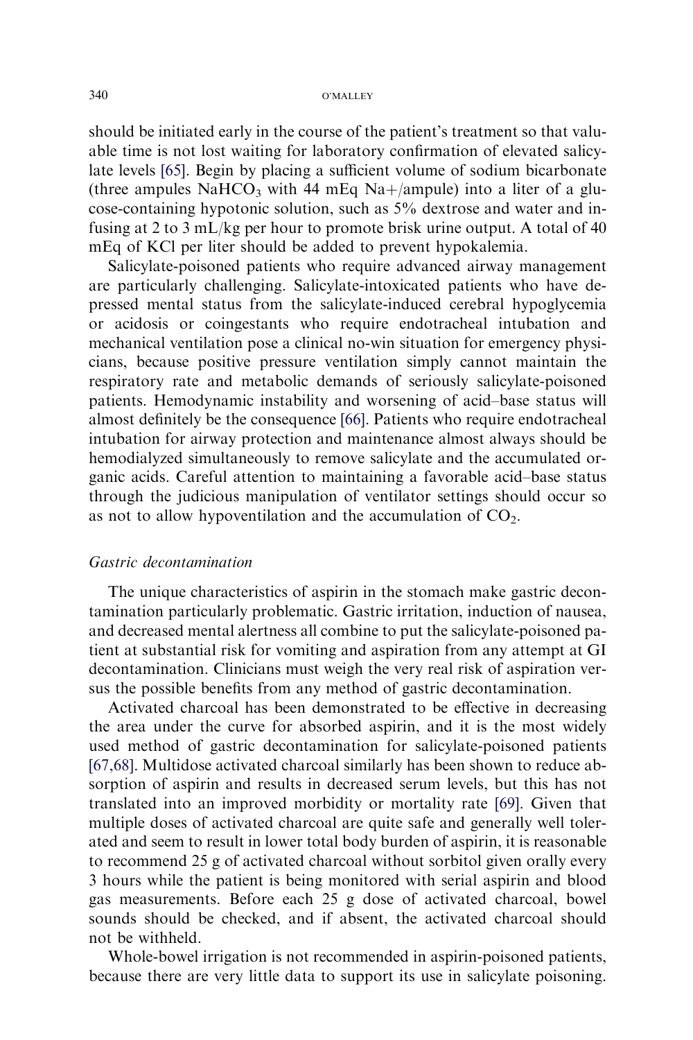should be initiated early in the course of the patient's treatment so that valuable time is not lost waiting for laboratory confirmation of elevated salicylate levels [65]. Begin by placing a sufficient volume of sodium bicarbonate (three ampules $NaHCO_3$ with 44 mEq $Na^+$/ampule) into a liter of a glucose-containing hypotonic solution, such as 5% dextrose and water and infusing at 2 to 3 mL/kg per hour to promote brisk urine output. A total of 40 mEq of KCl per liter should be added to prevent hypokalemia.

Salicylate-poisoned patients who require advanced airway management are particularly challenging. Salicylate-intoxicated patients who have depressed mental status from the salicylate-induced cerebral hypoglycemia or acidosis or coingestants who require endotracheal intubation and mechanical ventilation pose a clinical no-win situation for emergency physicians, because positive pressure ventilation simply cannot maintain the respiratory rate and metabolic demands of seriously salicylate-poisoned patients. Hemodynamic instability and worsening of acid–base status will almost definitely be the consequence [66]. Patients who require endotracheal intubation for airway protection and maintenance almost always should be hemodialyzed simultaneously to remove salicylate and the accumulated organic acids. Careful attention to maintaining a favorable acid–base status through the judicious manipulation of ventilator settings should occur so as not to allow hypoventilation and the accumulation of $CO_2$.

### *Gastric decontamination*

The unique characteristics of aspirin in the stomach make gastric decontamination particularly problematic. Gastric irritation, induction of nausea, and decreased mental alertness all combine to put the salicylate-poisoned patient at substantial risk for vomiting and aspiration from any attempt at GI decontamination. Clinicians must weigh the very real risk of aspiration versus the possible benefits from any method of gastric decontamination.

Activated charcoal has been demonstrated to be effective in decreasing the area under the curve for absorbed aspirin, and it is the most widely used method of gastric decontamination for salicylate-poisoned patients [67,68]. Multidose activated charcoal similarly has been shown to reduce absorption of aspirin and results in decreased serum levels, but this has not translated into an improved morbidity or mortality rate [69]. Given that multiple doses of activated charcoal are quite safe and generally well tolerated and seem to result in lower total body burden of aspirin, it is reasonable to recommend 25 g of activated charcoal without sorbitol given orally every 3 hours while the patient is being monitored with serial aspirin and blood gas measurements. Before each 25 g dose of activated charcoal, bowel sounds should be checked, and if absent, the activated charcoal should not be withheld.

Whole-bowel irrigation is not recommended in aspirin-poisoned patients, because there are very little data to support its use in salicylate poisoning.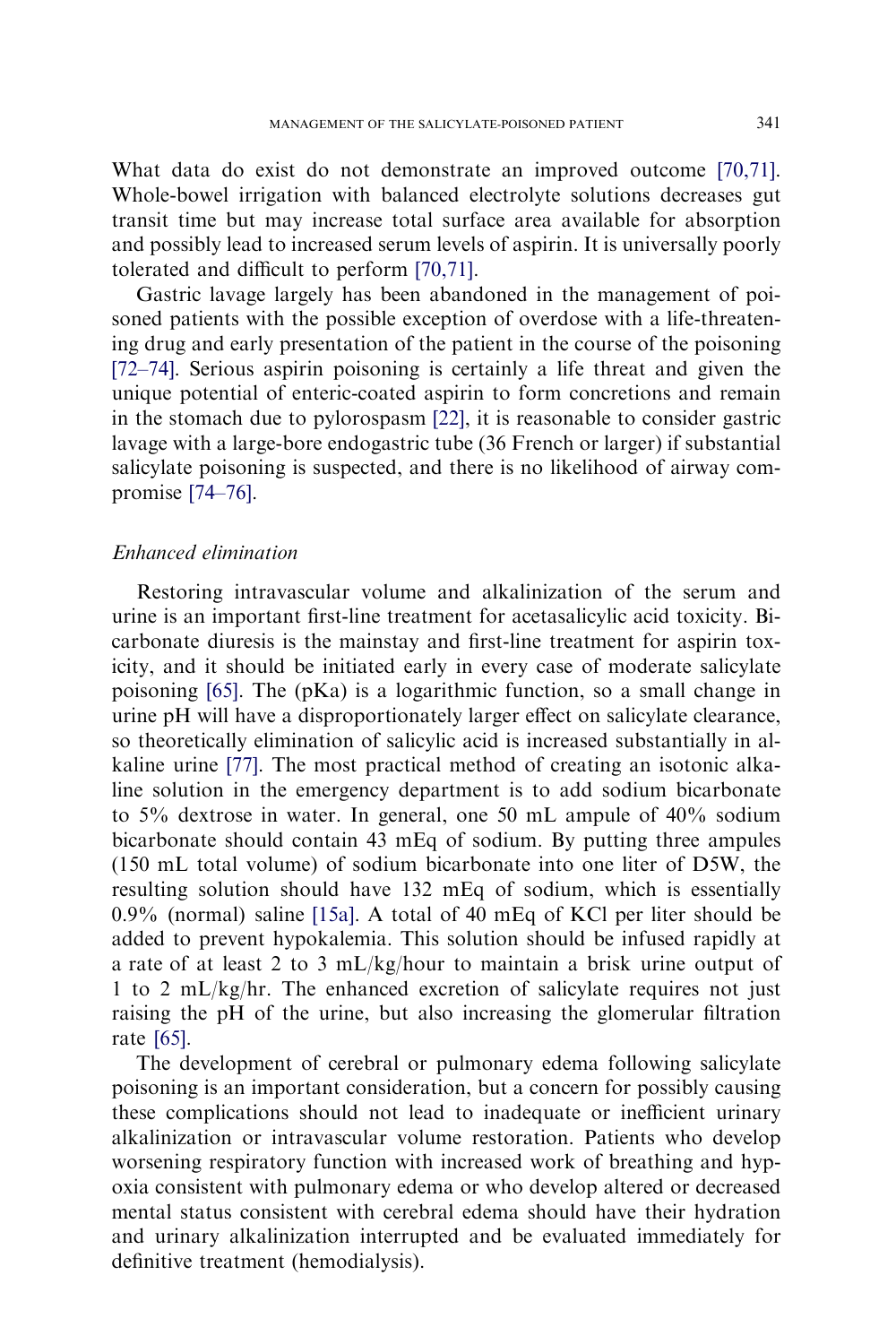What data do exist do not demonstrate an improved outcome [70,71]. Whole-bowel irrigation with balanced electrolyte solutions decreases gut transit time but may increase total surface area available for absorption and possibly lead to increased serum levels of aspirin. It is universally poorly tolerated and difficult to perform [70,71].

Gastric lavage largely has been abandoned in the management of poisoned patients with the possible exception of overdose with a life-threatening drug and early presentation of the patient in the course of the poisoning [72–74]. Serious aspirin poisoning is certainly a life threat and given the unique potential of enteric-coated aspirin to form concretions and remain in the stomach due to pylorospasm [22], it is reasonable to consider gastric lavage with a large-bore endogastric tube (36 French or larger) if substantial salicylate poisoning is suspected, and there is no likelihood of airway compromise [74–76].

*Enhanced elimination*

Restoring intravascular volume and alkalinization of the serum and urine is an important first-line treatment for acetasalicylic acid toxicity. Bicarbonate diuresis is the mainstay and first-line treatment for aspirin toxicity, and it should be initiated early in every case of moderate salicylate poisoning [65]. The (pKa) is a logarithmic function, so a small change in urine pH will have a disproportionately larger effect on salicylate clearance, so theoretically elimination of salicylic acid is increased substantially in alkaline urine [77]. The most practical method of creating an isotonic alkaline solution in the emergency department is to add sodium bicarbonate to 5% dextrose in water. In general, one 50 mL ampule of 40% sodium bicarbonate should contain 43 mEq of sodium. By putting three ampules (150 mL total volume) of sodium bicarbonate into one liter of D5W, the resulting solution should have 132 mEq of sodium, which is essentially 0.9% (normal) saline [15a]. A total of 40 mEq of KCl per liter should be added to prevent hypokalemia. This solution should be infused rapidly at a rate of at least 2 to 3 mL/kg/hour to maintain a brisk urine output of 1 to 2 mL/kg/hr. The enhanced excretion of salicylate requires not just raising the pH of the urine, but also increasing the glomerular filtration rate [65].

The development of cerebral or pulmonary edema following salicylate poisoning is an important consideration, but a concern for possibly causing these complications should not lead to inadequate or inefficient urinary alkalinization or intravascular volume restoration. Patients who develop worsening respiratory function with increased work of breathing and hypoxia consistent with pulmonary edema or who develop altered or decreased mental status consistent with cerebral edema should have their hydration and urinary alkalinization interrupted and be evaluated immediately for definitive treatment (hemodialysis).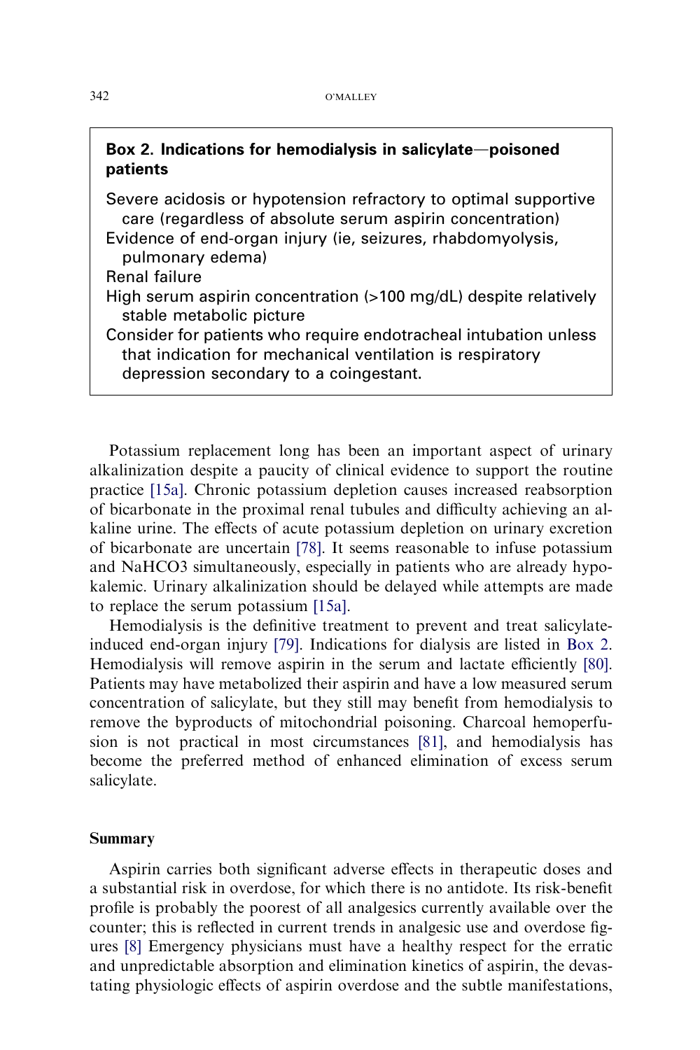**Box 2. Indications for hemodialysis in salicylate—poisoned patients**

Severe acidosis or hypotension refractory to optimal supportive care (regardless of absolute serum aspirin concentration)

Evidence of end-organ injury (ie, seizures, rhabdomyolysis, pulmonary edema)

Renal failure

High serum aspirin concentration (>100 mg/dL) despite relatively stable metabolic picture

Consider for patients who require endotracheal intubation unless that indication for mechanical ventilation is respiratory depression secondary to a coingestant.

Potassium replacement long has been an important aspect of urinary alkalinization despite a paucity of clinical evidence to support the routine practice [15a]. Chronic potassium depletion causes increased reabsorption of bicarbonate in the proximal renal tubules and difficulty achieving an alkaline urine. The effects of acute potassium depletion on urinary excretion of bicarbonate are uncertain [78]. It seems reasonable to infuse potassium and $NaHCO_3$ simultaneously, especially in patients who are already hypokalemic. Urinary alkalinization should be delayed while attempts are made to replace the serum potassium [15a].

Hemodialysis is the definitive treatment to prevent and treat salicylate-induced end-organ injury [79]. Indications for dialysis are listed in Box 2. Hemodialysis will remove aspirin in the serum and lactate efficiently [80]. Patients may have metabolized their aspirin and have a low measured serum concentration of salicylate, but they still may benefit from hemodialysis to remove the byproducts of mitochondrial poisoning. Charcoal hemoperfusion is not practical in most circumstances [81], and hemodialysis has become the preferred method of enhanced elimination of excess serum salicylate.

## Summary

Aspirin carries both significant adverse effects in therapeutic doses and a substantial risk in overdose, for which there is no antidote. Its risk-benefit profile is probably the poorest of all analgesics currently available over the counter; this is reflected in current trends in analgesic use and overdose figures [8] Emergency physicians must have a healthy respect for the erratic and unpredictable absorption and elimination kinetics of aspirin, the devastating physiologic effects of aspirin overdose and the subtle manifestations,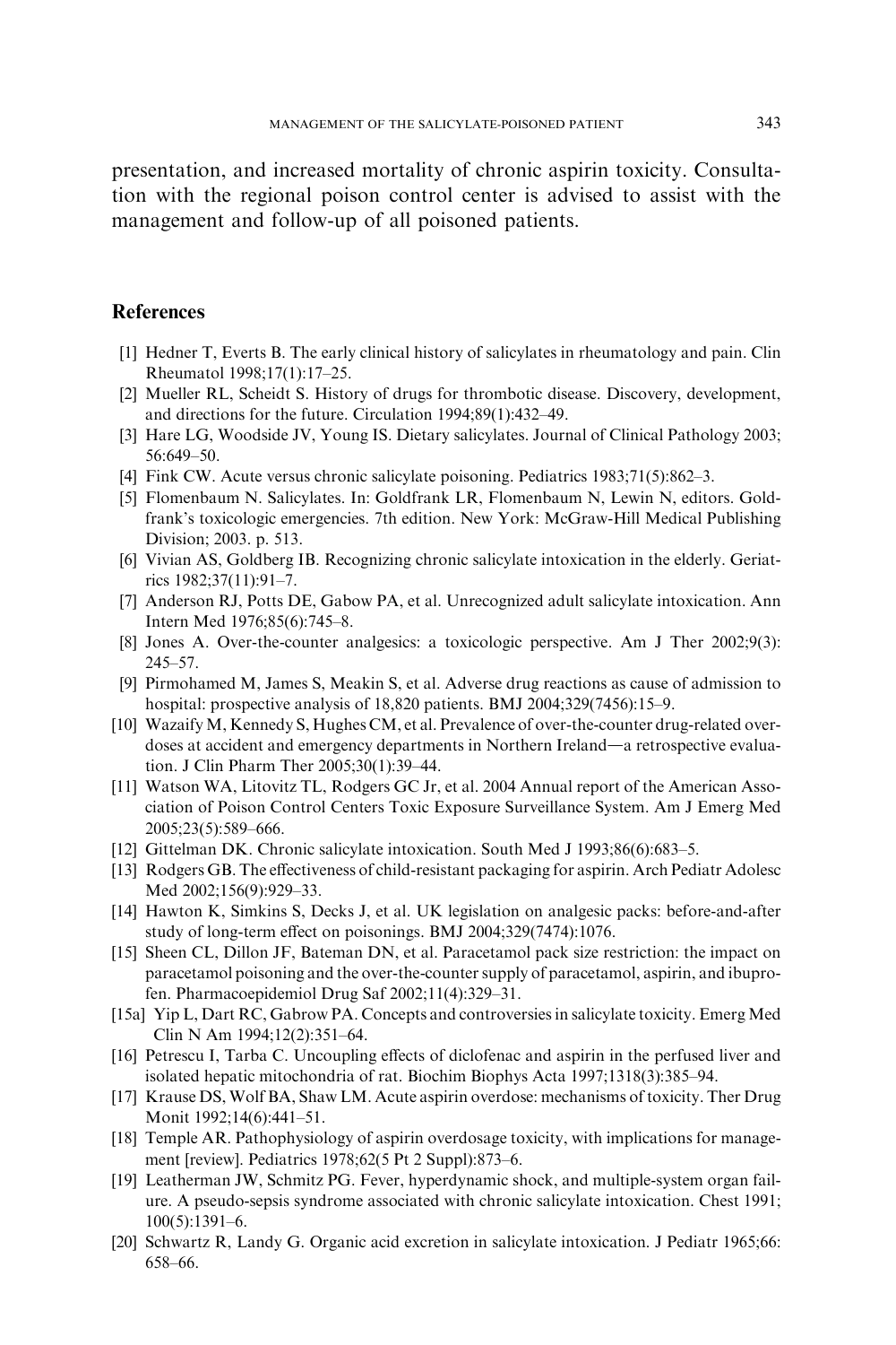presentation, and increased mortality of chronic aspirin toxicity. Consultation with the regional poison control center is advised to assist with the management and follow-up of all poisoned patients.

## References

[1] Hedner T, Everts B. The early clinical history of salicylates in rheumatology and pain. Clin Rheumatol 1998;17(1):17–25.

[2] Mueller RL, Scheidt S. History of drugs for thrombotic disease. Discovery, development, and directions for the future. Circulation 1994;89(1):432–49.

[3] Hare LG, Woodside JV, Young IS. Dietary salicylates. Journal of Clinical Pathology 2003; 56:649–50.

[4] Fink CW. Acute versus chronic salicylate poisoning. Pediatrics 1983;71(5):862–3.

[5] Flomenbaum N. Salicylates. In: Goldfrank LR, Flomenbaum N, Lewin N, editors. Goldfrank's toxicologic emergencies. 7th edition. New York: McGraw-Hill Medical Publishing Division; 2003. p. 513.

[6] Vivian AS, Goldberg IB. Recognizing chronic salicylate intoxication in the elderly. Geriatrics 1982;37(11):91–7.

[7] Anderson RJ, Potts DE, Gabow PA, et al. Unrecognized adult salicylate intoxication. Ann Intern Med 1976;85(6):745–8.

[8] Jones A. Over-the-counter analgesics: a toxicologic perspective. Am J Ther 2002;9(3): 245–57.

[9] Pirmohamed M, James S, Meakin S, et al. Adverse drug reactions as cause of admission to hospital: prospective analysis of 18,820 patients. BMJ 2004;329(7456):15–9.

[10] Wazaify M, Kennedy S, Hughes CM, et al. Prevalence of over-the-counter drug-related overdoses at accident and emergency departments in Northern Ireland—a retrospective evaluation. J Clin Pharm Ther 2005;30(1):39–44.

[11] Watson WA, Litovitz TL, Rodgers GC Jr, et al. 2004 Annual report of the American Association of Poison Control Centers Toxic Exposure Surveillance System. Am J Emerg Med 2005;23(5):589–666.

[12] Gittelman DK. Chronic salicylate intoxication. South Med J 1993;86(6):683–5.

[13] Rodgers GB. The effectiveness of child-resistant packaging for aspirin. Arch Pediatr Adolesc Med 2002;156(9):929–33.

[14] Hawton K, Simkins S, Decks J, et al. UK legislation on analgesic packs: before-and-after study of long-term effect on poisonings. BMJ 2004;329(7474):1076.

[15] Sheen CL, Dillon JF, Bateman DN, et al. Paracetamol pack size restriction: the impact on paracetamol poisoning and the over-the-counter supply of paracetamol, aspirin, and ibuprofen. Pharmacoepidemiol Drug Saf 2002;11(4):329–31.

[15a] Yip L, Dart RC, Gabrow PA. Concepts and controversies in salicylate toxicity. Emerg Med Clin N Am 1994;12(2):351–64.

[16] Petrescu I, Tarba C. Uncoupling effects of diclofenac and aspirin in the perfused liver and isolated hepatic mitochondria of rat. Biochim Biophys Acta 1997;1318(3):385–94.

[17] Krause DS, Wolf BA, Shaw LM. Acute aspirin overdose: mechanisms of toxicity. Ther Drug Monit 1992;14(6):441–51.

[18] Temple AR. Pathophysiology of aspirin overdosage toxicity, with implications for management [review]. Pediatrics 1978;62(5 Pt 2 Suppl):873–6.

[19] Leatherman JW, Schmitz PG. Fever, hyperdynamic shock, and multiple-system organ failure. A pseudo-sepsis syndrome associated with chronic salicylate intoxication. Chest 1991; 100(5):1391–6.

[20] Schwartz R, Landy G. Organic acid excretion in salicylate intoxication. J Pediatr 1965;66: 658–66.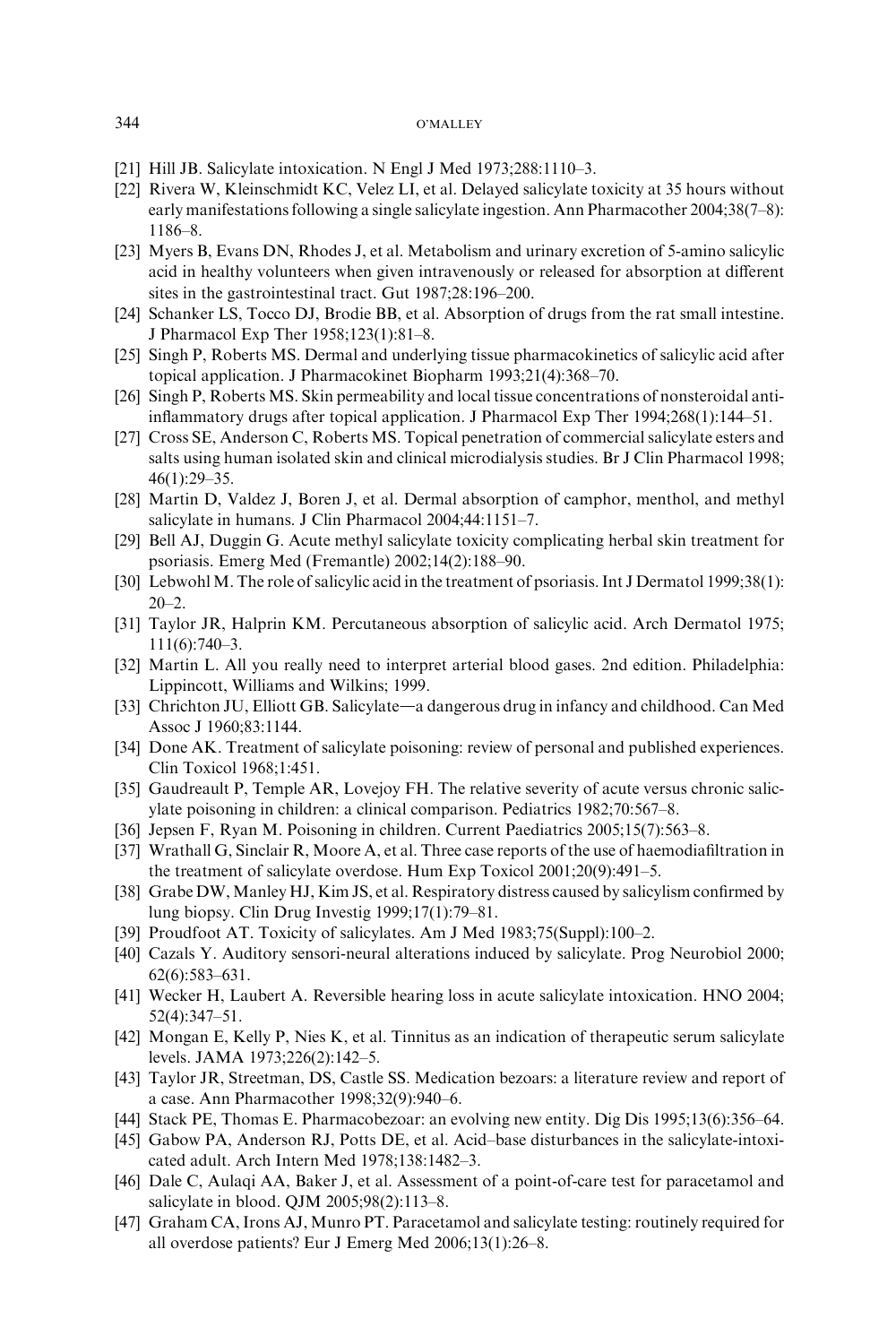[21] Hill JB. Salicylate intoxication. N Engl J Med 1973;288:1110–3.

[22] Rivera W, Kleinschmidt KC, Velez LI, et al. Delayed salicylate toxicity at 35 hours without early manifestations following a single salicylate ingestion. Ann Pharmacother 2004;38(7–8): 1186–8.

[23] Myers B, Evans DN, Rhodes J, et al. Metabolism and urinary excretion of 5-amino salicylic acid in healthy volunteers when given intravenously or released for absorption at different sites in the gastrointestinal tract. Gut 1987;28:196–200.

[24] Schanker LS, Tocco DJ, Brodie BB, et al. Absorption of drugs from the rat small intestine. J Pharmacol Exp Ther 1958;123(1):81–8.

[25] Singh P, Roberts MS. Dermal and underlying tissue pharmacokinetics of salicylic acid after topical application. J Pharmacokinet Biopharm 1993;21(4):368–70.

[26] Singh P, Roberts MS. Skin permeability and local tissue concentrations of nonsteroidal anti-inflammatory drugs after topical application. J Pharmacol Exp Ther 1994;268(1):144–51.

[27] Cross SE, Anderson C, Roberts MS. Topical penetration of commercial salicylate esters and salts using human isolated skin and clinical microdialysis studies. Br J Clin Pharmacol 1998; 46(1):29–35.

[28] Martin D, Valdez J, Boren J, et al. Dermal absorption of camphor, menthol, and methyl salicylate in humans. J Clin Pharmacol 2004;44:1151–7.

[29] Bell AJ, Duggin G. Acute methyl salicylate toxicity complicating herbal skin treatment for psoriasis. Emerg Med (Fremantle) 2002;14(2):188–90.

[30] Lebwohl M. The role of salicylic acid in the treatment of psoriasis. Int J Dermatol 1999;38(1): 20–2.

[31] Taylor JR, Halprin KM. Percutaneous absorption of salicylic acid. Arch Dermatol 1975; 111(6):740–3.

[32] Martin L. All you really need to interpret arterial blood gases. 2nd edition. Philadelphia: Lippincott, Williams and Wilkins; 1999.

[33] Chrichton JU, Elliott GB. Salicylate—a dangerous drug in infancy and childhood. Can Med Assoc J 1960;83:1144.

[34] Done AK. Treatment of salicylate poisoning: review of personal and published experiences. Clin Toxicol 1968;1:451.

[35] Gaudreault P, Temple AR, Lovejoy FH. The relative severity of acute versus chronic salicylate poisoning in children: a clinical comparison. Pediatrics 1982;70:567–8.

[36] Jepsen F, Ryan M. Poisoning in children. Current Paediatrics 2005;15(7):563–8.

[37] Wrathall G, Sinclair R, Moore A, et al. Three case reports of the use of haemodiafiltration in the treatment of salicylate overdose. Hum Exp Toxicol 2001;20(9):491–5.

[38] Grabe DW, Manley HJ, Kim JS, et al. Respiratory distress caused by salicylism confirmed by lung biopsy. Clin Drug Investig 1999;17(1):79–81.

[39] Proudfoot AT. Toxicity of salicylates. Am J Med 1983;75(Suppl):100–2.

[40] Cazals Y. Auditory sensori-neural alterations induced by salicylate. Prog Neurobiol 2000; 62(6):583–631.

[41] Wecker H, Laubert A. Reversible hearing loss in acute salicylate intoxication. HNO 2004; 52(4):347–51.

[42] Mongan E, Kelly P, Nies K, et al. Tinnitus as an indication of therapeutic serum salicylate levels. JAMA 1973;226(2):142–5.

[43] Taylor JR, Streetman, DS, Castle SS. Medication bezoars: a literature review and report of a case. Ann Pharmacother 1998;32(9):940–6.

[44] Stack PE, Thomas E. Pharmacobezoar: an evolving new entity. Dig Dis 1995;13(6):356–64.

[45] Gabow PA, Anderson RJ, Potts DE, et al. Acid–base disturbances in the salicylate-intoxicated adult. Arch Intern Med 1978;138:1482–3.

[46] Dale C, Aulaqi AA, Baker J, et al. Assessment of a point-of-care test for paracetamol and salicylate in blood. QJM 2005;98(2):113–8.

[47] Graham CA, Irons AJ, Munro PT. Paracetamol and salicylate testing: routinely required for all overdose patients? Eur J Emerg Med 2006;13(1):26–8.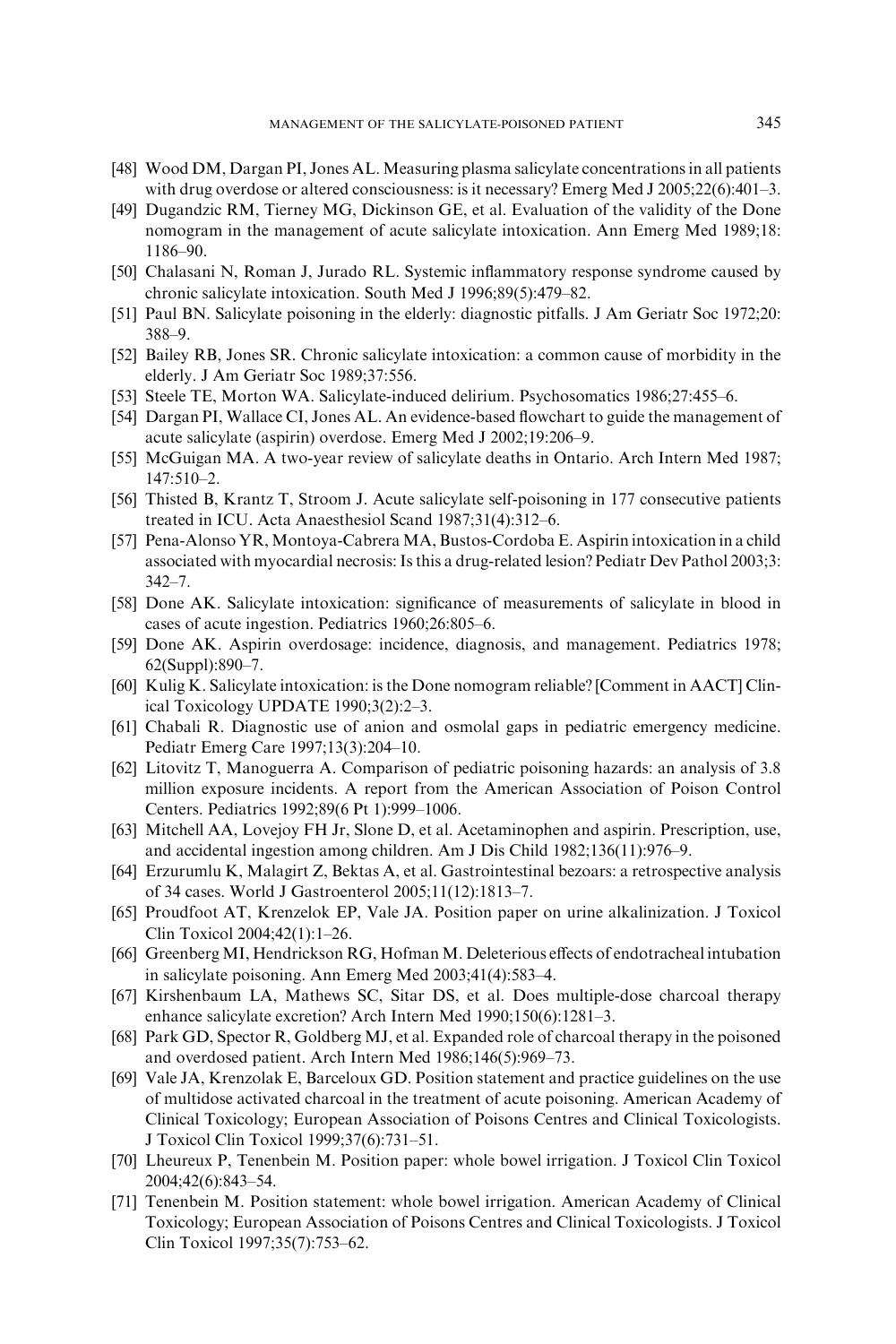[48] Wood DM, Dargan PI, Jones AL. Measuring plasma salicylate concentrations in all patients with drug overdose or altered consciousness: is it necessary? Emerg Med J 2005;22(6):401–3.

[49] Dugandzic RM, Tierney MG, Dickinson GE, et al. Evaluation of the validity of the Done nomogram in the management of acute salicylate intoxication. Ann Emerg Med 1989;18: 1186–90.

[50] Chalasani N, Roman J, Jurado RL. Systemic inflammatory response syndrome caused by chronic salicylate intoxication. South Med J 1996;89(5):479–82.

[51] Paul BN. Salicylate poisoning in the elderly: diagnostic pitfalls. J Am Geriatr Soc 1972;20: 388–9.

[52] Bailey RB, Jones SR. Chronic salicylate intoxication: a common cause of morbidity in the elderly. J Am Geriatr Soc 1989;37:556.

[53] Steele TE, Morton WA. Salicylate-induced delirium. Psychosomatics 1986;27:455–6.

[54] Dargan PI, Wallace CI, Jones AL. An evidence-based flowchart to guide the management of acute salicylate (aspirin) overdose. Emerg Med J 2002;19:206–9.

[55] McGuigan MA. A two-year review of salicylate deaths in Ontario. Arch Intern Med 1987; 147:510–2.

[56] Thisted B, Krantz T, Stroom J. Acute salicylate self-poisoning in 177 consecutive patients treated in ICU. Acta Anaesthesiol Scand 1987;31(4):312–6.

[57] Pena-Alonso YR, Montoya-Cabrera MA, Bustos-Cordoba E. Aspirin intoxication in a child associated with myocardial necrosis: Is this a drug-related lesion? Pediatr Dev Pathol 2003;3: 342–7.

[58] Done AK. Salicylate intoxication: significance of measurements of salicylate in blood in cases of acute ingestion. Pediatrics 1960;26:805–6.

[59] Done AK. Aspirin overdosage: incidence, diagnosis, and management. Pediatrics 1978; 62(Suppl):890–7.

[60] Kulig K. Salicylate intoxication: is the Done nomogram reliable? [Comment in AACT] Clinical Toxicology UPDATE 1990;3(2):2–3.

[61] Chabali R. Diagnostic use of anion and osmolal gaps in pediatric emergency medicine. Pediatr Emerg Care 1997;13(3):204–10.

[62] Litovitz T, Manoguerra A. Comparison of pediatric poisoning hazards: an analysis of 3.8 million exposure incidents. A report from the American Association of Poison Control Centers. Pediatrics 1992;89(6 Pt 1):999–1006.

[63] Mitchell AA, Lovejoy FH Jr, Slone D, et al. Acetaminophen and aspirin. Prescription, use, and accidental ingestion among children. Am J Dis Child 1982;136(11):976–9.

[64] Erzurumlu K, Malagirt Z, Bektas A, et al. Gastrointestinal bezoars: a retrospective analysis of 34 cases. World J Gastroenterol 2005;11(12):1813–7.

[65] Proudfoot AT, Krenzelok EP, Vale JA. Position paper on urine alkalinization. J Toxicol Clin Toxicol 2004;42(1):1–26.

[66] Greenberg MI, Hendrickson RG, Hofman M. Deleterious effects of endotracheal intubation in salicylate poisoning. Ann Emerg Med 2003;41(4):583–4.

[67] Kirshenbaum LA, Mathews SC, Sitar DS, et al. Does multiple-dose charcoal therapy enhance salicylate excretion? Arch Intern Med 1990;150(6):1281–3.

[68] Park GD, Spector R, Goldberg MJ, et al. Expanded role of charcoal therapy in the poisoned and overdosed patient. Arch Intern Med 1986;146(5):969–73.

[69] Vale JA, Krenzolak E, Barceloux GD. Position statement and practice guidelines on the use of multidose activated charcoal in the treatment of acute poisoning. American Academy of Clinical Toxicology; European Association of Poisons Centres and Clinical Toxicologists. J Toxicol Clin Toxicol 1999;37(6):731–51.

[70] Lheureux P, Tenenbein M. Position paper: whole bowel irrigation. J Toxicol Clin Toxicol 2004;42(6):843–54.

[71] Tenenbein M. Position statement: whole bowel irrigation. American Academy of Clinical Toxicology; European Association of Poisons Centres and Clinical Toxicologists. J Toxicol Clin Toxicol 1997;35(7):753–62.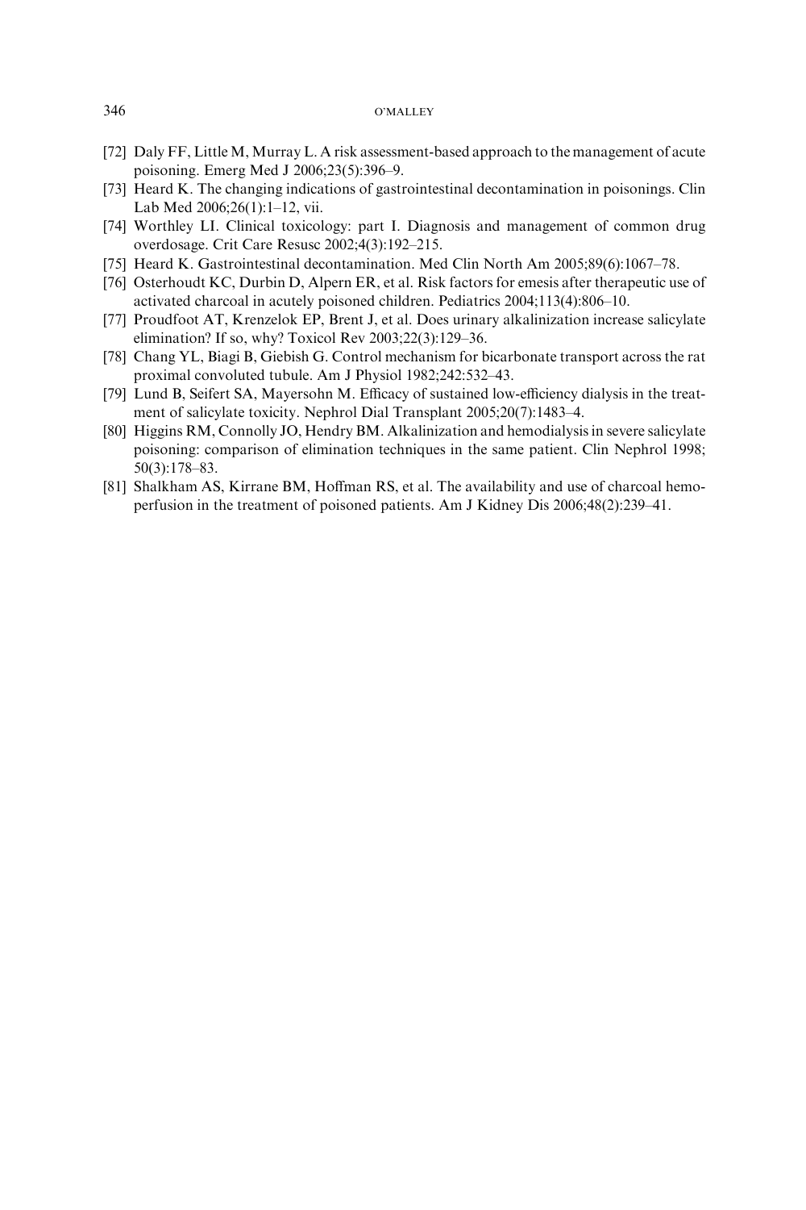[72] Daly FF, Little M, Murray L. A risk assessment-based approach to the management of acute poisoning. Emerg Med J 2006;23(5):396–9.

[73] Heard K. The changing indications of gastrointestinal decontamination in poisonings. Clin Lab Med 2006;26(1):1–12, vii.

[74] Worthley LI. Clinical toxicology: part I. Diagnosis and management of common drug overdosage. Crit Care Resusc 2002;4(3):192–215.

[75] Heard K. Gastrointestinal decontamination. Med Clin North Am 2005;89(6):1067–78.

[76] Osterhoudt KC, Durbin D, Alpern ER, et al. Risk factors for emesis after therapeutic use of activated charcoal in acutely poisoned children. Pediatrics 2004;113(4):806–10.

[77] Proudfoot AT, Krenzelok EP, Brent J, et al. Does urinary alkalinization increase salicylate elimination? If so, why? Toxicol Rev 2003;22(3):129–36.

[78] Chang YL, Biagi B, Giebish G. Control mechanism for bicarbonate transport across the rat proximal convoluted tubule. Am J Physiol 1982;242:532–43.

[79] Lund B, Seifert SA, Mayersohn M. Efficacy of sustained low-efficiency dialysis in the treatment of salicylate toxicity. Nephrol Dial Transplant 2005;20(7):1483–4.

[80] Higgins RM, Connolly JO, Hendry BM. Alkalinization and hemodialysis in severe salicylate poisoning: comparison of elimination techniques in the same patient. Clin Nephrol 1998; 50(3):178–83.

[81] Shalkham AS, Kirrane BM, Hoffman RS, et al. The availability and use of charcoal hemoperfusion in the treatment of poisoned patients. Am J Kidney Dis 2006;48(2):239–41.